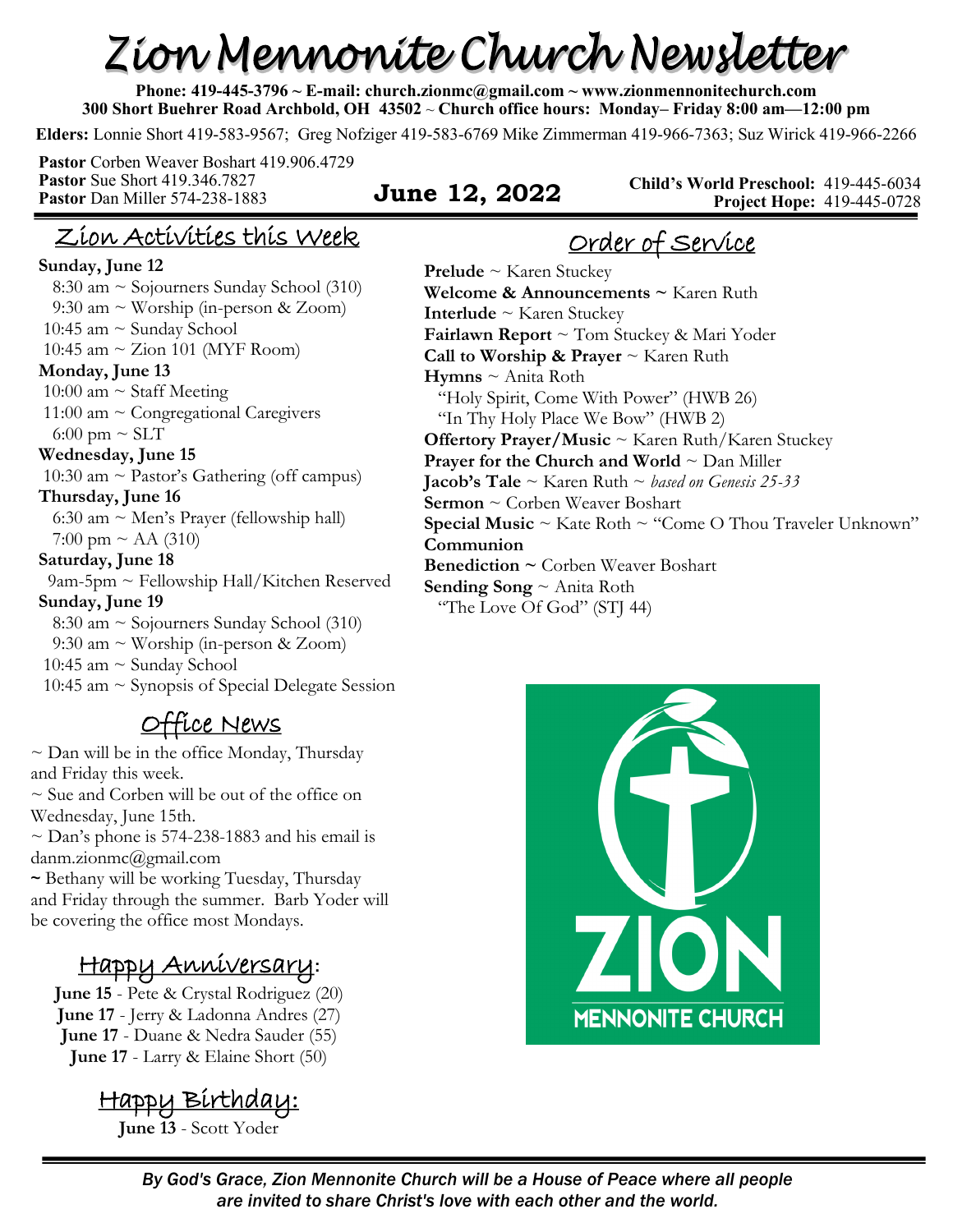# Zion Mennonite Church Newsletter

**Phone: 419-445-3796 ~ E-mail: church.zionmc@gmail.com ~ www.zionmennonitechurch.com**
**300 Short Buehrer Road Archbold, OH 43502 ~ Church office hours: Monday– Friday 8:00 am—12:00 pm**

**Elders:** Lonnie Short 419-583-9567; Greg Nofziger 419-583-6769 Mike Zimmerman 419-966-7363; Suz Wirick 419-966-2266

**Pastor** Corben Weaver Boshart 419.906.4729
**Pastor** Sue Short 419.346.7827
**Pastor** Dan Miller 574-238-1883

**June 12, 2022**

**Child's World Preschool:** 419-445-6034
**Project Hope:** 419-445-0728

## Zion Activities this Week

**Sunday, June 12**
8:30 am ~ Sojourners Sunday School (310)
9:30 am ~ Worship (in-person & Zoom)
10:45 am ~ Sunday School
10:45 am ~ Zion 101 (MYF Room)

**Monday, June 13**
10:00 am ~ Staff Meeting
11:00 am ~ Congregational Caregivers
6:00 pm ~ SLT

**Wednesday, June 15**
10:30 am ~ Pastor's Gathering (off campus)

**Thursday, June 16**
6:30 am ~ Men's Prayer (fellowship hall)
7:00 pm ~ AA (310)

**Saturday, June 18**
9am-5pm ~ Fellowship Hall/Kitchen Reserved

**Sunday, June 19**
8:30 am ~ Sojourners Sunday School (310)
9:30 am ~ Worship (in-person & Zoom)
10:45 am ~ Sunday School
10:45 am ~ Synopsis of Special Delegate Session

## Office News

~ Dan will be in the office Monday, Thursday and Friday this week.
~ Sue and Corben will be out of the office on Wednesday, June 15th.
~ Dan's phone is 574-238-1883 and his email is danm.zionmc@gmail.com
~ Bethany will be working Tuesday, Thursday and Friday through the summer. Barb Yoder will be covering the office most Mondays.

## Happy Anniversary:

**June 15** - Pete & Crystal Rodriguez (20)
**June 17** - Jerry & Ladonna Andres (27)
**June 17** - Duane & Nedra Sauder (55)
**June 17** - Larry & Elaine Short (50)

## Happy Birthday:

**June 13** - Scott Yoder

## Order of Service

**Prelude** ~ Karen Stuckey
**Welcome & Announcements ~** Karen Ruth
**Interlude** ~ Karen Stuckey
**Fairlawn Report** ~ Tom Stuckey & Mari Yoder
**Call to Worship & Prayer** ~ Karen Ruth
**Hymns** ~ Anita Roth
"Holy Spirit, Come With Power" (HWB 26)
"In Thy Holy Place We Bow" (HWB 2)
**Offertory Prayer/Music** ~ Karen Ruth/Karen Stuckey
**Prayer for the Church and World** ~ Dan Miller
**Jacob's Tale** ~ Karen Ruth ~ *based on Genesis 25-33*
**Sermon** ~ Corben Weaver Boshart
**Special Music** ~ Kate Roth ~ "Come O Thou Traveler Unknown"
**Communion**
**Benediction ~** Corben Weaver Boshart
**Sending Song** ~ Anita Roth
"The Love Of God" (STJ 44)

ZION MENNONITE CHURCH

*By God's Grace, Zion Mennonite Church will be a House of Peace where all people are invited to share Christ's love with each other and the world.*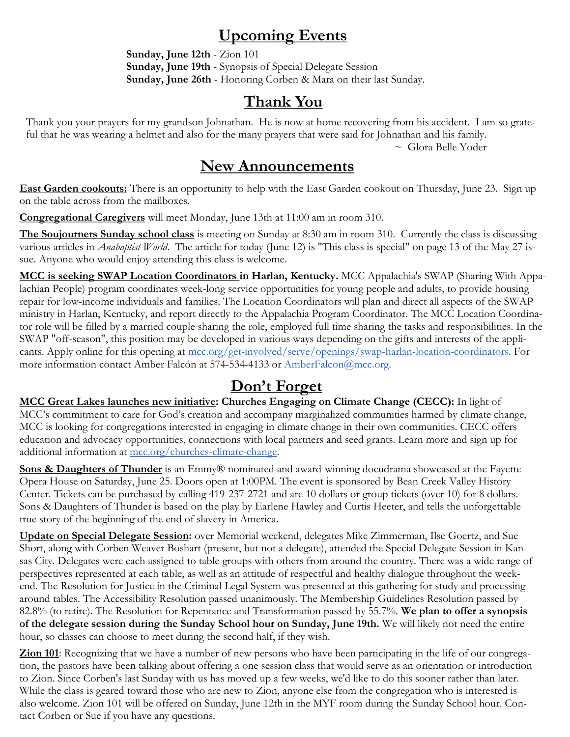## Upcoming Events

**Sunday, June 12th** - Zion 101
**Sunday, June 19th** - Synopsis of Special Delegate Session
**Sunday, June 26th** - Honoring Corben & Mara on their last Sunday.

## Thank You

Thank you your prayers for my grandson Johnathan. He is now at home recovering from his accident. I am so grateful that he was wearing a helmet and also for the many prayers that were said for Johnathan and his family.

~ Glora Belle Yoder

## New Announcements

**East Garden cookouts:** There is an opportunity to help with the East Garden cookout on Thursday, June 23. Sign up on the table across from the mailboxes.

**Congregational Caregivers** will meet Monday, June 13th at 11:00 am in room 310.

**The Soujourners Sunday school class** is meeting on Sunday at 8:30 am in room 310. Currently the class is discussing various articles in *Anabaptist World*. The article for today (June 12) is "This class is special" on page 13 of the May 27 issue. Anyone who would enjoy attending this class is welcome.

**MCC is seeking SWAP Location Coordinators in Harlan, Kentucky.** MCC Appalachia's SWAP (Sharing With Appalachian People) program coordinates week-long service opportunities for young people and adults, to provide housing repair for low-income individuals and families. The Location Coordinators will plan and direct all aspects of the SWAP ministry in Harlan, Kentucky, and report directly to the Appalachia Program Coordinator. The MCC Location Coordinator role will be filled by a married couple sharing the role, employed full time sharing the tasks and responsibilities. In the SWAP "off-season", this position may be developed in various ways depending on the gifts and interests of the applicants. Apply online for this opening at mcc.org/get-involved/serve/openings/swap-harlan-location-coordinators. For more information contact Amber Falcón at 574-534-4133 or AmberFalcon@mcc.org.

## Don't Forget

**MCC Great Lakes launches new initiative: Churches Engaging on Climate Change (CECC):** In light of MCC's commitment to care for God's creation and accompany marginalized communities harmed by climate change, MCC is looking for congregations interested in engaging in climate change in their own communities. CECC offers education and advocacy opportunities, connections with local partners and seed grants. Learn more and sign up for additional information at mcc.org/churches-climate-change.

**Sons & Daughters of Thunder** is an Emmy® nominated and award-winning docudrama showcased at the Fayette Opera House on Saturday, June 25. Doors open at 1:00PM. The event is sponsored by Bean Creek Valley History Center. Tickets can be purchased by calling 419-237-2721 and are 10 dollars or group tickets (over 10) for 8 dollars. Sons & Daughters of Thunder is based on the play by Earlene Hawley and Curtis Heeter, and tells the unforgettable true story of the beginning of the end of slavery in America.

**Update on Special Delegate Session:** over Memorial weekend, delegates Mike Zimmerman, Ilse Goertz, and Sue Short, along with Corben Weaver Boshart (present, but not a delegate), attended the Special Delegate Session in Kansas City. Delegates were each assigned to table groups with others from around the country. There was a wide range of perspectives represented at each table, as well as an attitude of respectful and healthy dialogue throughout the weekend. The Resolution for Justice in the Criminal Legal System was presented at this gathering for study and processing around tables. The Accessibility Resolution passed unanimously. The Membership Guidelines Resolution passed by 82.8% (to retire). The Resolution for Repentance and Transformation passed by 55.7%. **We plan to offer a synopsis of the delegate session during the Sunday School hour on Sunday, June 19th.** We will likely not need the entire hour, so classes can choose to meet during the second half, if they wish.

**Zion 101**: Recognizing that we have a number of new persons who have been participating in the life of our congregation, the pastors have been talking about offering a one session class that would serve as an orientation or introduction to Zion. Since Corben's last Sunday with us has moved up a few weeks, we'd like to do this sooner rather than later. While the class is geared toward those who are new to Zion, anyone else from the congregation who is interested is also welcome. Zion 101 will be offered on Sunday, June 12th in the MYF room during the Sunday School hour. Contact Corben or Sue if you have any questions.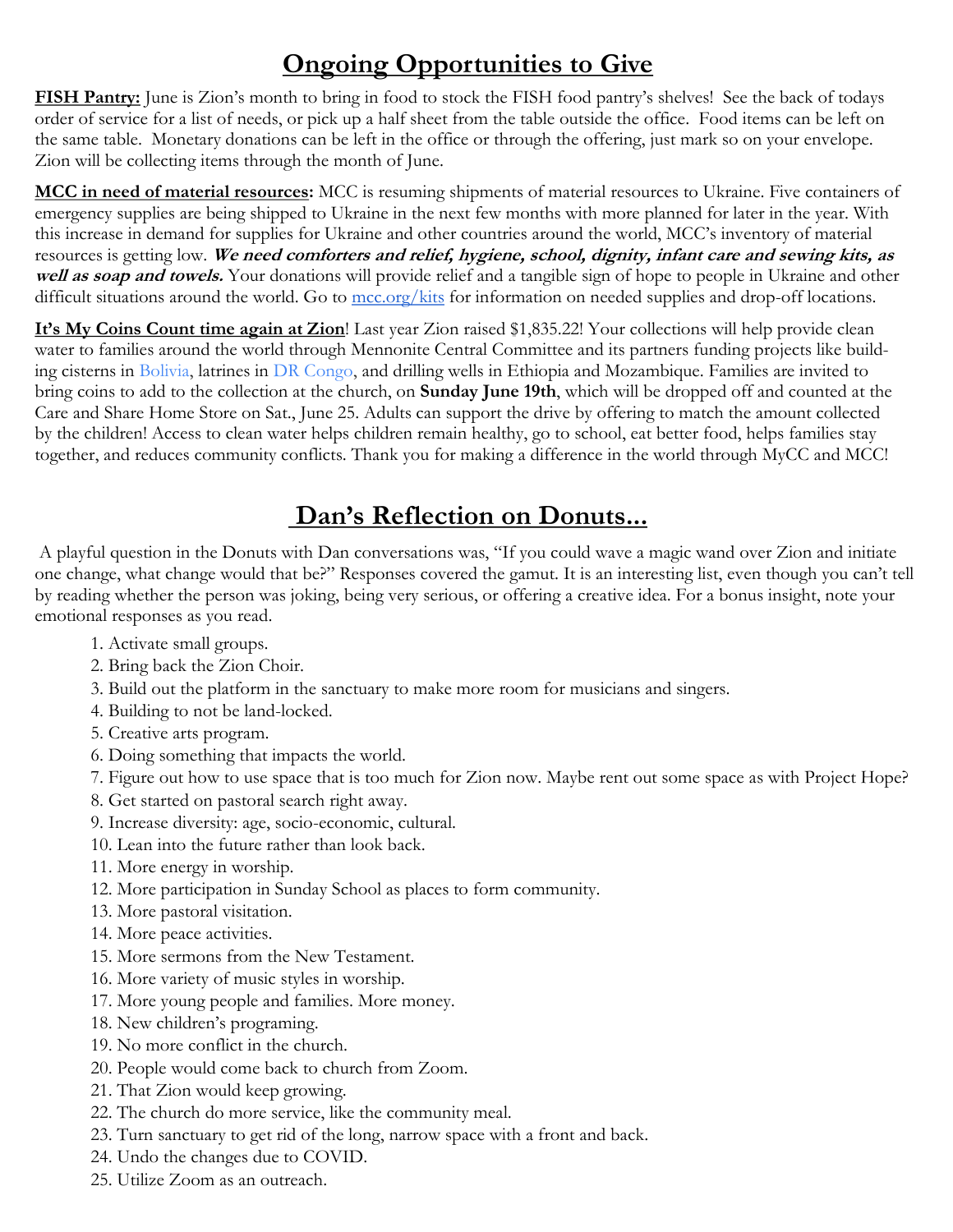# Ongoing Opportunities to Give

**FISH Pantry:** June is Zion's month to bring in food to stock the FISH food pantry's shelves! See the back of todays order of service for a list of needs, or pick up a half sheet from the table outside the office. Food items can be left on the same table. Monetary donations can be left in the office or through the offering, just mark so on your envelope. Zion will be collecting items through the month of June.

**MCC in need of material resources:** MCC is resuming shipments of material resources to Ukraine. Five containers of emergency supplies are being shipped to Ukraine in the next few months with more planned for later in the year. With this increase in demand for supplies for Ukraine and other countries around the world, MCC's inventory of material resources is getting low. ***We need comforters and relief, hygiene, school, dignity, infant care and sewing kits, as well as soap and towels.*** Your donations will provide relief and a tangible sign of hope to people in Ukraine and other difficult situations around the world. Go to mcc.org/kits for information on needed supplies and drop-off locations.

**It's My Coins Count time again at Zion**! Last year Zion raised $1,835.22! Your collections will help provide clean water to families around the world through Mennonite Central Committee and its partners funding projects like building cisterns in Bolivia, latrines in DR Congo, and drilling wells in Ethiopia and Mozambique. Families are invited to bring coins to add to the collection at the church, on **Sunday June 19th**, which will be dropped off and counted at the Care and Share Home Store on Sat., June 25. Adults can support the drive by offering to match the amount collected by the children! Access to clean water helps children remain healthy, go to school, eat better food, helps families stay together, and reduces community conflicts. Thank you for making a difference in the world through MyCC and MCC!

# Dan's Reflection on Donuts...

A playful question in the Donuts with Dan conversations was, "If you could wave a magic wand over Zion and initiate one change, what change would that be?" Responses covered the gamut. It is an interesting list, even though you can't tell by reading whether the person was joking, being very serious, or offering a creative idea. For a bonus insight, note your emotional responses as you read.

1. Activate small groups.
2. Bring back the Zion Choir.
3. Build out the platform in the sanctuary to make more room for musicians and singers.
4. Building to not be land-locked.
5. Creative arts program.
6. Doing something that impacts the world.
7. Figure out how to use space that is too much for Zion now. Maybe rent out some space as with Project Hope?
8. Get started on pastoral search right away.
9. Increase diversity: age, socio-economic, cultural.
10. Lean into the future rather than look back.
11. More energy in worship.
12. More participation in Sunday School as places to form community.
13. More pastoral visitation.
14. More peace activities.
15. More sermons from the New Testament.
16. More variety of music styles in worship.
17. More young people and families. More money.
18. New children's programing.
19. No more conflict in the church.
20. People would come back to church from Zoom.
21. That Zion would keep growing.
22. The church do more service, like the community meal.
23. Turn sanctuary to get rid of the long, narrow space with a front and back.
24. Undo the changes due to COVID.
25. Utilize Zoom as an outreach.